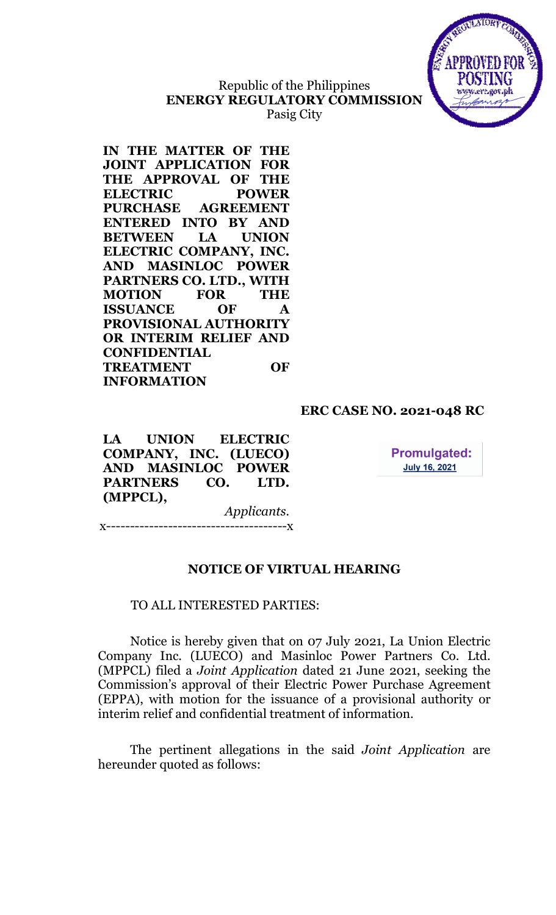Republic of the Philippines
**ENERGY REGULATORY COMMISSION**
Pasig City

**IN THE MATTER OF THE JOINT APPLICATION FOR THE APPROVAL OF THE ELECTRIC POWER PURCHASE AGREEMENT ENTERED INTO BY AND BETWEEN LA UNION ELECTRIC COMPANY, INC. AND MASINLOC POWER PARTNERS CO. LTD., WITH MOTION FOR THE ISSUANCE OF A PROVISIONAL AUTHORITY OR INTERIM RELIEF AND CONFIDENTIAL TREATMENT OF INFORMATION**

**ERC CASE NO. 2021-048 RC**

**LA UNION ELECTRIC COMPANY, INC. (LUECO) AND MASINLOC POWER PARTNERS CO. LTD. (MPPCL),**

*Applicants.*

**Promulgated:**
**July 16, 2021**

x--------------------------------------x

## NOTICE OF VIRTUAL HEARING

TO ALL INTERESTED PARTIES:

Notice is hereby given that on 07 July 2021, La Union Electric Company Inc. (LUECO) and Masinloc Power Partners Co. Ltd. (MPPCL) filed a *Joint Application* dated 21 June 2021, seeking the Commission's approval of their Electric Power Purchase Agreement (EPPA), with motion for the issuance of a provisional authority or interim relief and confidential treatment of information.

The pertinent allegations in the said *Joint Application* are hereunder quoted as follows: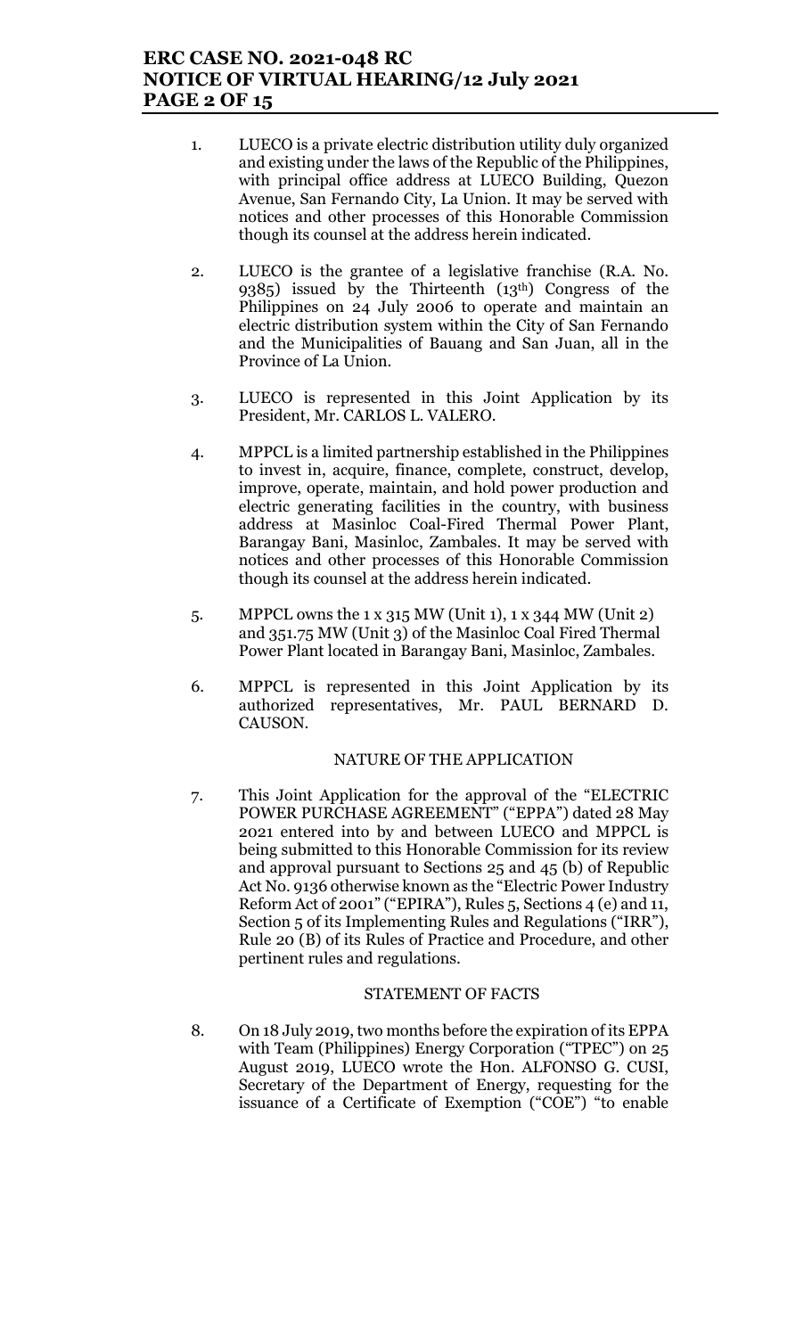1. LUECO is a private electric distribution utility duly organized and existing under the laws of the Republic of the Philippines, with principal office address at LUECO Building, Quezon Avenue, San Fernando City, La Union. It may be served with notices and other processes of this Honorable Commission though its counsel at the address herein indicated.

2. LUECO is the grantee of a legislative franchise (R.A. No. 9385) issued by the Thirteenth (13th) Congress of the Philippines on 24 July 2006 to operate and maintain an electric distribution system within the City of San Fernando and the Municipalities of Bauang and San Juan, all in the Province of La Union.

3. LUECO is represented in this Joint Application by its President, Mr. CARLOS L. VALERO.

4. MPPCL is a limited partnership established in the Philippines to invest in, acquire, finance, complete, construct, develop, improve, operate, maintain, and hold power production and electric generating facilities in the country, with business address at Masinloc Coal-Fired Thermal Power Plant, Barangay Bani, Masinloc, Zambales. It may be served with notices and other processes of this Honorable Commission though its counsel at the address herein indicated.

5. MPPCL owns the 1 x 315 MW (Unit 1), 1 x 344 MW (Unit 2) and 351.75 MW (Unit 3) of the Masinloc Coal Fired Thermal Power Plant located in Barangay Bani, Masinloc, Zambales.

6. MPPCL is represented in this Joint Application by its authorized representatives, Mr. PAUL BERNARD D. CAUSON.

NATURE OF THE APPLICATION

7. This Joint Application for the approval of the "ELECTRIC POWER PURCHASE AGREEMENT" ("EPPA") dated 28 May 2021 entered into by and between LUECO and MPPCL is being submitted to this Honorable Commission for its review and approval pursuant to Sections 25 and 45 (b) of Republic Act No. 9136 otherwise known as the "Electric Power Industry Reform Act of 2001" ("EPIRA"), Rules 5, Sections 4 (e) and 11, Section 5 of its Implementing Rules and Regulations ("IRR"), Rule 20 (B) of its Rules of Practice and Procedure, and other pertinent rules and regulations.

STATEMENT OF FACTS

8. On 18 July 2019, two months before the expiration of its EPPA with Team (Philippines) Energy Corporation ("TPEC") on 25 August 2019, LUECO wrote the Hon. ALFONSO G. CUSI, Secretary of the Department of Energy, requesting for the issuance of a Certificate of Exemption ("COE") "to enable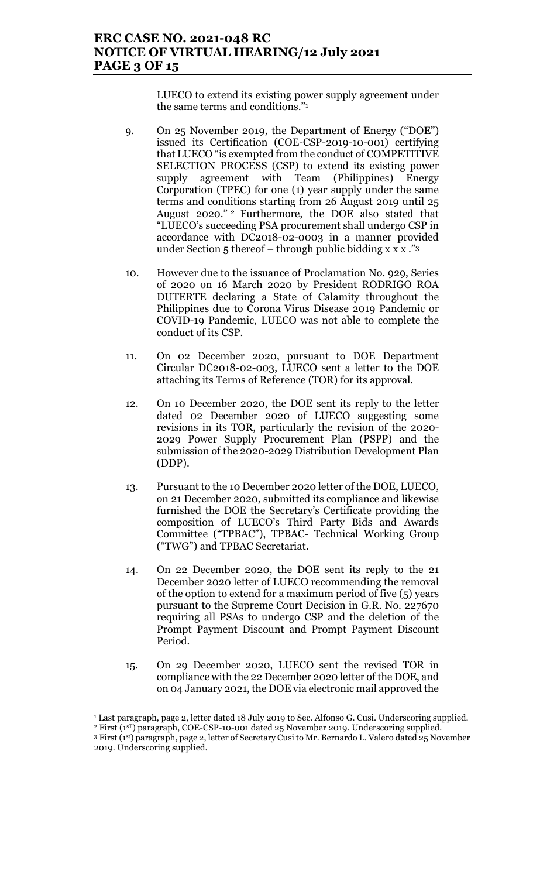LUECO to extend its existing power supply agreement under the same terms and conditions."[1]

9. On 25 November 2019, the Department of Energy ("DOE") issued its Certification (COE-CSP-2019-10-001) certifying that LUECO "is exempted from the conduct of COMPETITIVE SELECTION PROCESS (CSP) to extend its existing power supply agreement with Team (Philippines) Energy Corporation (TPEC) for one (1) year supply under the same terms and conditions starting from 26 August 2019 until 25 August 2020."[2] Furthermore, the DOE also stated that "LUECO's succeeding PSA procurement shall undergo CSP in accordance with DC2018-02-0003 in a manner provided under Section 5 thereof – through public bidding x x x ."[3]

10. However due to the issuance of Proclamation No. 929, Series of 2020 on 16 March 2020 by President RODRIGO ROA DUTERTE declaring a State of Calamity throughout the Philippines due to Corona Virus Disease 2019 Pandemic or COVID-19 Pandemic, LUECO was not able to complete the conduct of its CSP.

11. On 02 December 2020, pursuant to DOE Department Circular DC2018-02-003, LUECO sent a letter to the DOE attaching its Terms of Reference (TOR) for its approval.

12. On 10 December 2020, the DOE sent its reply to the letter dated 02 December 2020 of LUECO suggesting some revisions in its TOR, particularly the revision of the 2020-2029 Power Supply Procurement Plan (PSPP) and the submission of the 2020-2029 Distribution Development Plan (DDP).

13. Pursuant to the 10 December 2020 letter of the DOE, LUECO, on 21 December 2020, submitted its compliance and likewise furnished the DOE the Secretary's Certificate providing the composition of LUECO's Third Party Bids and Awards Committee ("TPBAC"), TPBAC- Technical Working Group ("TWG") and TPBAC Secretariat.

14. On 22 December 2020, the DOE sent its reply to the 21 December 2020 letter of LUECO recommending the removal of the option to extend for a maximum period of five (5) years pursuant to the Supreme Court Decision in G.R. No. 227670 requiring all PSAs to undergo CSP and the deletion of the Prompt Payment Discount and Prompt Payment Discount Period.

15. On 29 December 2020, LUECO sent the revised TOR in compliance with the 22 December 2020 letter of the DOE, and on 04 January 2021, the DOE via electronic mail approved the

---

[1] Last paragraph, page 2, letter dated 18 July 2019 to Sec. Alfonso G. Cusi. Underscoring supplied.

[2] First (1st) paragraph, COE-CSP-10-001 dated 25 November 2019. Underscoring supplied.

[3] First (1st) paragraph, page 2, letter of Secretary Cusi to Mr. Bernardo L. Valero dated 25 November 2019. Underscoring supplied.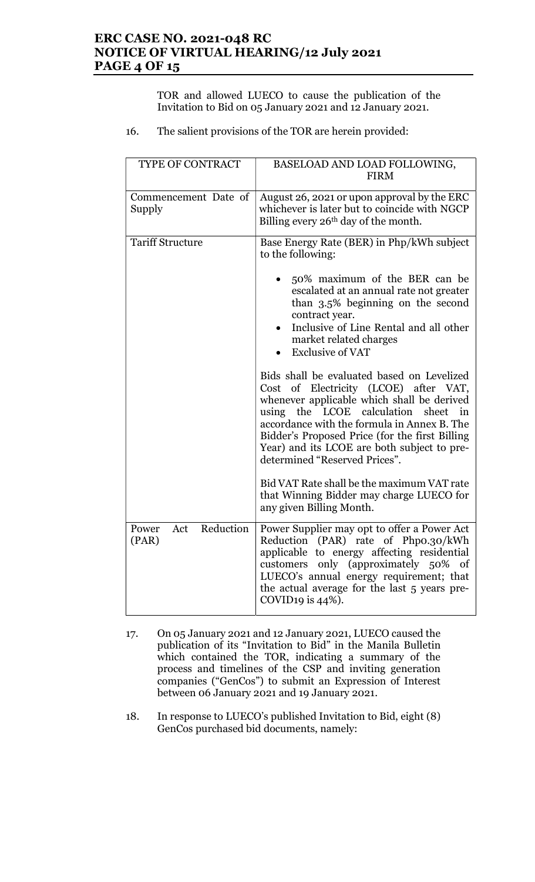TOR and allowed LUECO to cause the publication of the Invitation to Bid on 05 January 2021 and 12 January 2021.

16. The salient provisions of the TOR are herein provided:

| TYPE OF CONTRACT | BASELOAD AND LOAD FOLLOWING, FIRM |
|---|---|
| Commencement Date of Supply | August 26, 2021 or upon approval by the ERC whichever is later but to coincide with NGCP Billing every 26th day of the month. |
| Tariff Structure | Base Energy Rate (BER) in Php/kWh subject to the following:<br><br>• 50% maximum of the BER can be escalated at an annual rate not greater than 3.5% beginning on the second contract year.<br>• Inclusive of Line Rental and all other market related charges<br>• Exclusive of VAT<br><br>Bids shall be evaluated based on Levelized Cost of Electricity (LCOE) after VAT, whenever applicable which shall be derived using the LCOE calculation sheet in accordance with the formula in Annex B. The Bidder's Proposed Price (for the first Billing Year) and its LCOE are both subject to pre-determined "Reserved Prices".<br><br>Bid VAT Rate shall be the maximum VAT rate that Winning Bidder may charge LUECO for any given Billing Month. |
| Power Act Reduction (PAR) | Power Supplier may opt to offer a Power Act Reduction (PAR) rate of Php0.30/kWh applicable to energy affecting residential customers only (approximately 50% of LUECO's annual energy requirement; that the actual average for the last 5 years pre-COVID19 is 44%). |

17. On 05 January 2021 and 12 January 2021, LUECO caused the publication of its "Invitation to Bid" in the Manila Bulletin which contained the TOR, indicating a summary of the process and timelines of the CSP and inviting generation companies ("GenCos") to submit an Expression of Interest between 06 January 2021 and 19 January 2021.

18. In response to LUECO's published Invitation to Bid, eight (8) GenCos purchased bid documents, namely: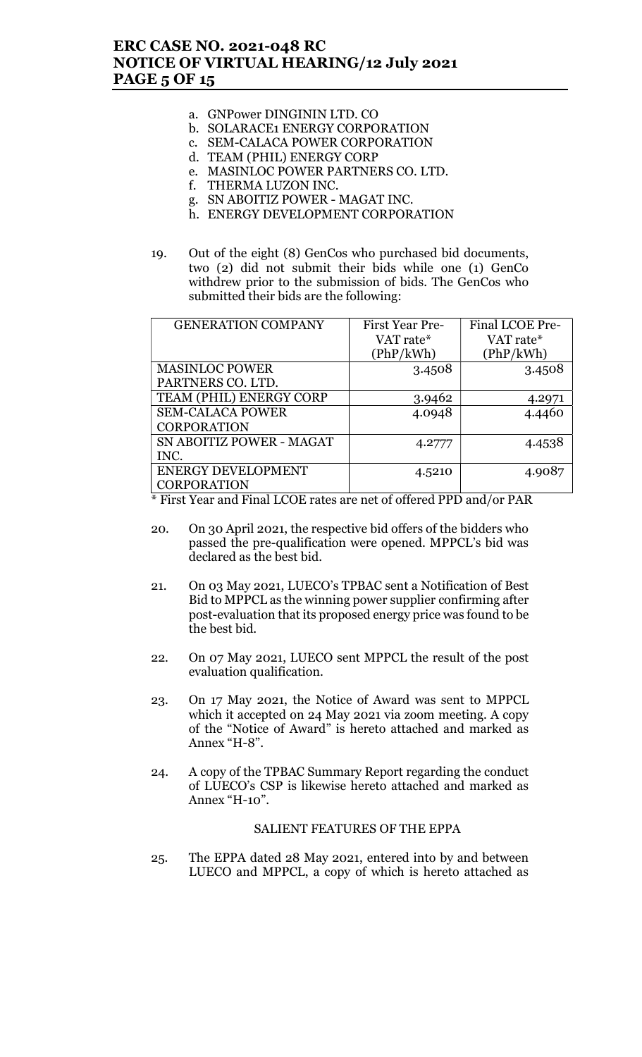a. GNPower DINGININ LTD. CO
b. SOLARACE1 ENERGY CORPORATION
c. SEM-CALACA POWER CORPORATION
d. TEAM (PHIL) ENERGY CORP
e. MASINLOC POWER PARTNERS CO. LTD.
f. THERMA LUZON INC.
g. SN ABOITIZ POWER - MAGAT INC.
h. ENERGY DEVELOPMENT CORPORATION

19. Out of the eight (8) GenCos who purchased bid documents, two (2) did not submit their bids while one (1) GenCo withdrew prior to the submission of bids. The GenCos who submitted their bids are the following:

| GENERATION COMPANY | First Year Pre-VAT rate* (PhP/kWh) | Final LCOE Pre-VAT rate* (PhP/kWh) |
|---|---|---|
| MASINLOC POWER PARTNERS CO. LTD. | 3.4508 | 3.4508 |
| TEAM (PHIL) ENERGY CORP | 3.9462 | 4.2971 |
| SEM-CALACA POWER CORPORATION | 4.0948 | 4.4460 |
| SN ABOITIZ POWER - MAGAT INC. | 4.2777 | 4.4538 |
| ENERGY DEVELOPMENT CORPORATION | 4.5210 | 4.9087 |

* First Year and Final LCOE rates are net of offered PPD and/or PAR

20. On 30 April 2021, the respective bid offers of the bidders who passed the pre-qualification were opened. MPPCL's bid was declared as the best bid.

21. On 03 May 2021, LUECO's TPBAC sent a Notification of Best Bid to MPPCL as the winning power supplier confirming after post-evaluation that its proposed energy price was found to be the best bid.

22. On 07 May 2021, LUECO sent MPPCL the result of the post evaluation qualification.

23. On 17 May 2021, the Notice of Award was sent to MPPCL which it accepted on 24 May 2021 via zoom meeting. A copy of the "Notice of Award" is hereto attached and marked as Annex "H-8".

24. A copy of the TPBAC Summary Report regarding the conduct of LUECO's CSP is likewise hereto attached and marked as Annex "H-10".

SALIENT FEATURES OF THE EPPA

25. The EPPA dated 28 May 2021, entered into by and between LUECO and MPPCL, a copy of which is hereto attached as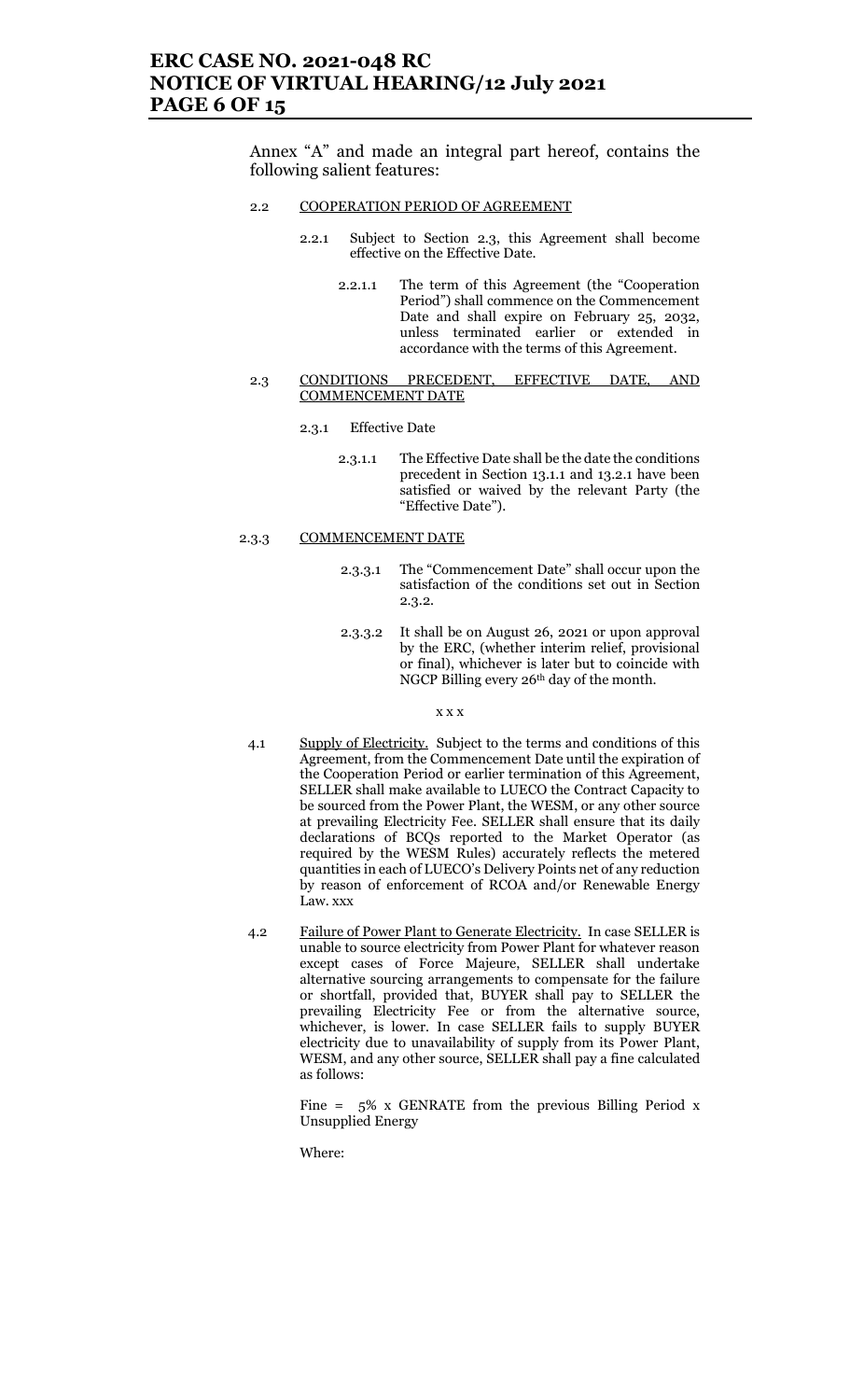Annex "A" and made an integral part hereof, contains the following salient features:

2.2 COOPERATION PERIOD OF AGREEMENT

2.2.1 Subject to Section 2.3, this Agreement shall become effective on the Effective Date.

2.2.1.1 The term of this Agreement (the "Cooperation Period") shall commence on the Commencement Date and shall expire on February 25, 2032, unless terminated earlier or extended in accordance with the terms of this Agreement.

2.3 CONDITIONS PRECEDENT, EFFECTIVE DATE, AND COMMENCEMENT DATE

2.3.1 Effective Date

2.3.1.1 The Effective Date shall be the date the conditions precedent in Section 13.1.1 and 13.2.1 have been satisfied or waived by the relevant Party (the "Effective Date").

2.3.3 COMMENCEMENT DATE

2.3.3.1 The "Commencement Date" shall occur upon the satisfaction of the conditions set out in Section 2.3.2.

2.3.3.2 It shall be on August 26, 2021 or upon approval by the ERC, (whether interim relief, provisional or final), whichever is later but to coincide with NGCP Billing every 26th day of the month.

x x x

4.1 Supply of Electricity. Subject to the terms and conditions of this Agreement, from the Commencement Date until the expiration of the Cooperation Period or earlier termination of this Agreement, SELLER shall make available to LUECO the Contract Capacity to be sourced from the Power Plant, the WESM, or any other source at prevailing Electricity Fee. SELLER shall ensure that its daily declarations of BCQs reported to the Market Operator (as required by the WESM Rules) accurately reflects the metered quantities in each of LUECO's Delivery Points net of any reduction by reason of enforcement of RCOA and/or Renewable Energy Law. xxx

4.2 Failure of Power Plant to Generate Electricity. In case SELLER is unable to source electricity from Power Plant for whatever reason except cases of Force Majeure, SELLER shall undertake alternative sourcing arrangements to compensate for the failure or shortfall, provided that, BUYER shall pay to SELLER the prevailing Electricity Fee or from the alternative source, whichever, is lower. In case SELLER fails to supply BUYER electricity due to unavailability of supply from its Power Plant, WESM, and any other source, SELLER shall pay a fine calculated as follows:

Fine = 5% x GENRATE from the previous Billing Period x Unsupplied Energy

Where: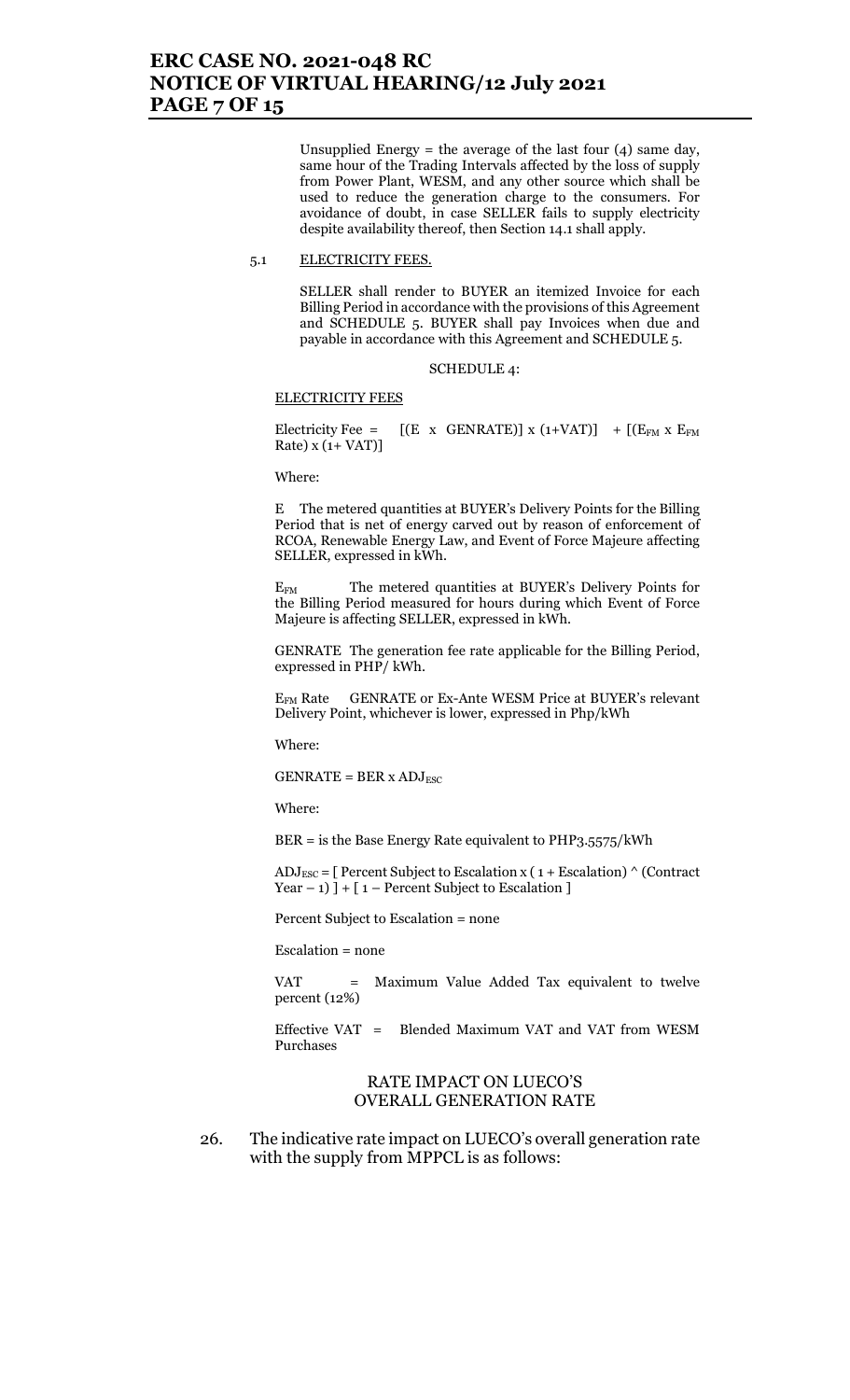Unsupplied Energy = the average of the last four (4) same day, same hour of the Trading Intervals affected by the loss of supply from Power Plant, WESM, and any other source which shall be used to reduce the generation charge to the consumers. For avoidance of doubt, in case SELLER fails to supply electricity despite availability thereof, then Section 14.1 shall apply.

5.1 <u>ELECTRICITY FEES.</u>

SELLER shall render to BUYER an itemized Invoice for each Billing Period in accordance with the provisions of this Agreement and SCHEDULE 5. BUYER shall pay Invoices when due and payable in accordance with this Agreement and SCHEDULE 5.

SCHEDULE 4:

<u>ELECTRICITY FEES</u>

Electricity Fee = $[(E \times GENRATE)] \times (1+VAT)] + [(E_{FM} \times E_{FM}$ Rate$) \times (1+VAT)]$

Where:

E The metered quantities at BUYER's Delivery Points for the Billing Period that is net of energy carved out by reason of enforcement of RCOA, Renewable Energy Law, and Event of Force Majeure affecting SELLER, expressed in kWh.

$E_{FM}$ The metered quantities at BUYER's Delivery Points for the Billing Period measured for hours during which Event of Force Majeure is affecting SELLER, expressed in kWh.

GENRATE The generation fee rate applicable for the Billing Period, expressed in PHP/ kWh.

$E_{FM}$ Rate GENRATE or Ex-Ante WESM Price at BUYER's relevant Delivery Point, whichever is lower, expressed in Php/kWh

Where:

GENRATE = BER x $ADJ_{ESC}$

Where:

BER = is the Base Energy Rate equivalent to PHP3.5575/kWh

$ADJ_{ESC}$ = [ Percent Subject to Escalation x ( 1 + Escalation) ^ (Contract Year – 1) ] + [ 1 – Percent Subject to Escalation ]

Percent Subject to Escalation = none

Escalation = none

VAT = Maximum Value Added Tax equivalent to twelve percent (12%)

Effective VAT = Blended Maximum VAT and VAT from WESM Purchases

## RATE IMPACT ON LUECO'S OVERALL GENERATION RATE

26. The indicative rate impact on LUECO's overall generation rate with the supply from MPPCL is as follows: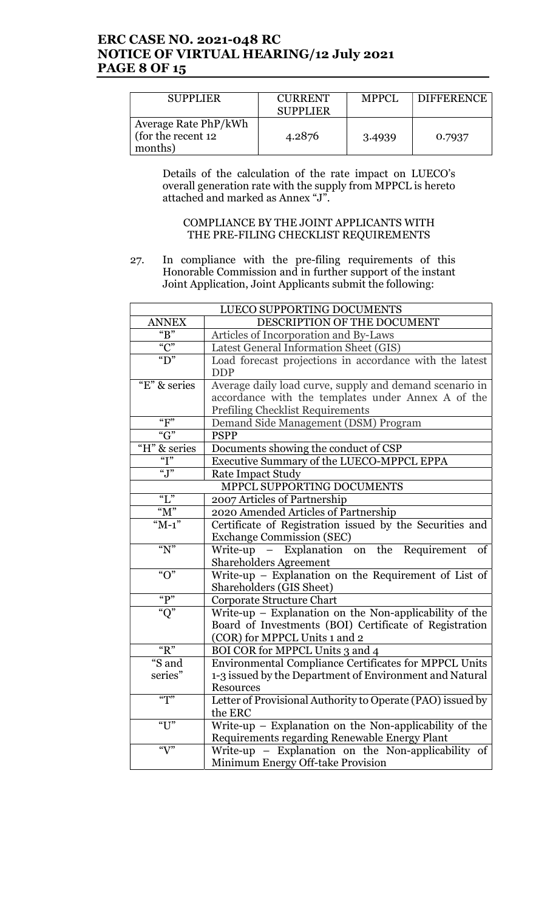| SUPPLIER | CURRENT SUPPLIER | MPPCL | DIFFERENCE |
|---|---|---|---|
| Average Rate PhP/kWh (for the recent 12 months) | 4.2876 | 3.4939 | 0.7937 |

Details of the calculation of the rate impact on LUECO's overall generation rate with the supply from MPPCL is hereto attached and marked as Annex "J".

COMPLIANCE BY THE JOINT APPLICANTS WITH THE PRE-FILING CHECKLIST REQUIREMENTS

27. In compliance with the pre-filing requirements of this Honorable Commission and in further support of the instant Joint Application, Joint Applicants submit the following:

| LUECO SUPPORTING DOCUMENTS | |
|---|---|
| ANNEX | DESCRIPTION OF THE DOCUMENT |
| "B" | Articles of Incorporation and By-Laws |
| "C" | Latest General Information Sheet (GIS) |
| "D" | Load forecast projections in accordance with the latest DDP |
| "E" & series | Average daily load curve, supply and demand scenario in accordance with the templates under Annex A of the Prefiling Checklist Requirements |
| "F" | Demand Side Management (DSM) Program |
| "G" | PSPP |
| "H" & series | Documents showing the conduct of CSP |
| "I" | Executive Summary of the LUECO-MPPCL EPPA |
| "J" | Rate Impact Study |
| MPPCL SUPPORTING DOCUMENTS | |
| "L" | 2007 Articles of Partnership |
| "M" | 2020 Amended Articles of Partnership |
| "M-1" | Certificate of Registration issued by the Securities and Exchange Commission (SEC) |
| "N" | Write-up – Explanation on the Requirement of Shareholders Agreement |
| "O" | Write-up – Explanation on the Requirement of List of Shareholders (GIS Sheet) |
| "P" | Corporate Structure Chart |
| "Q" | Write-up – Explanation on the Non-applicability of the Board of Investments (BOI) Certificate of Registration (COR) for MPPCL Units 1 and 2 |
| "R" | BOI COR for MPPCL Units 3 and 4 |
| "S and series" | Environmental Compliance Certificates for MPPCL Units 1-3 issued by the Department of Environment and Natural Resources |
| "T" | Letter of Provisional Authority to Operate (PAO) issued by the ERC |
| "U" | Write-up – Explanation on the Non-applicability of the Requirements regarding Renewable Energy Plant |
| "V" | Write-up – Explanation on the Non-applicability of Minimum Energy Off-take Provision |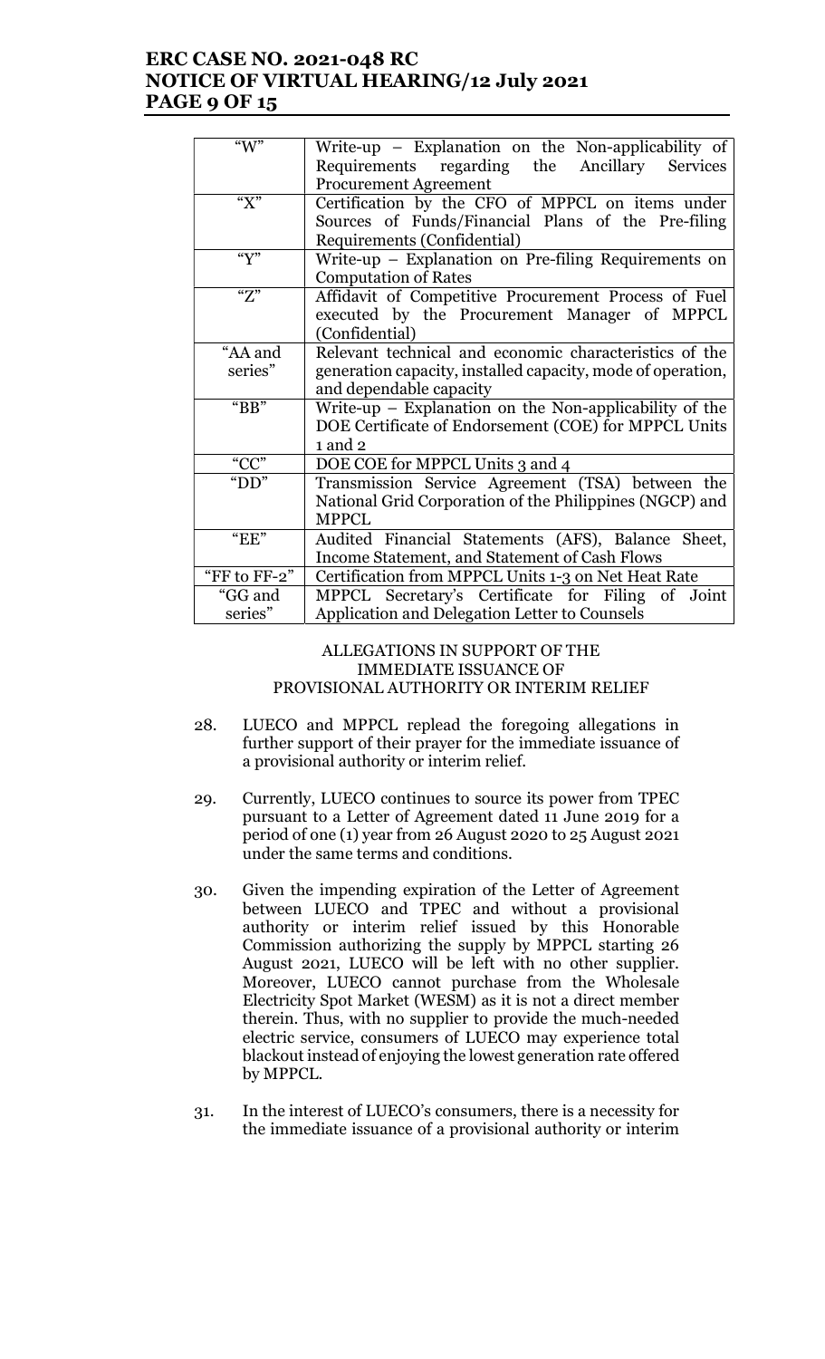| | |
|---|---|
| "W" | Write-up – Explanation on the Non-applicability of Requirements regarding the Ancillary Services Procurement Agreement |
| "X" | Certification by the CFO of MPPCL on items under Sources of Funds/Financial Plans of the Pre-filing Requirements (Confidential) |
| "Y" | Write-up – Explanation on Pre-filing Requirements on Computation of Rates |
| "Z" | Affidavit of Competitive Procurement Process of Fuel executed by the Procurement Manager of MPPCL (Confidential) |
| "AA and series" | Relevant technical and economic characteristics of the generation capacity, installed capacity, mode of operation, and dependable capacity |
| "BB" | Write-up – Explanation on the Non-applicability of the DOE Certificate of Endorsement (COE) for MPPCL Units 1 and 2 |
| "CC" | DOE COE for MPPCL Units 3 and 4 |
| "DD" | Transmission Service Agreement (TSA) between the National Grid Corporation of the Philippines (NGCP) and MPPCL |
| "EE" | Audited Financial Statements (AFS), Balance Sheet, Income Statement, and Statement of Cash Flows |
| "FF to FF-2" | Certification from MPPCL Units 1-3 on Net Heat Rate |
| "GG and series" | MPPCL Secretary's Certificate for Filing of Joint Application and Delegation Letter to Counsels |

ALLEGATIONS IN SUPPORT OF THE IMMEDIATE ISSUANCE OF PROVISIONAL AUTHORITY OR INTERIM RELIEF

28. LUECO and MPPCL replead the foregoing allegations in further support of their prayer for the immediate issuance of a provisional authority or interim relief.

29. Currently, LUECO continues to source its power from TPEC pursuant to a Letter of Agreement dated 11 June 2019 for a period of one (1) year from 26 August 2020 to 25 August 2021 under the same terms and conditions.

30. Given the impending expiration of the Letter of Agreement between LUECO and TPEC and without a provisional authority or interim relief issued by this Honorable Commission authorizing the supply by MPPCL starting 26 August 2021, LUECO will be left with no other supplier. Moreover, LUECO cannot purchase from the Wholesale Electricity Spot Market (WESM) as it is not a direct member therein. Thus, with no supplier to provide the much-needed electric service, consumers of LUECO may experience total blackout instead of enjoying the lowest generation rate offered by MPPCL.

31. In the interest of LUECO's consumers, there is a necessity for the immediate issuance of a provisional authority or interim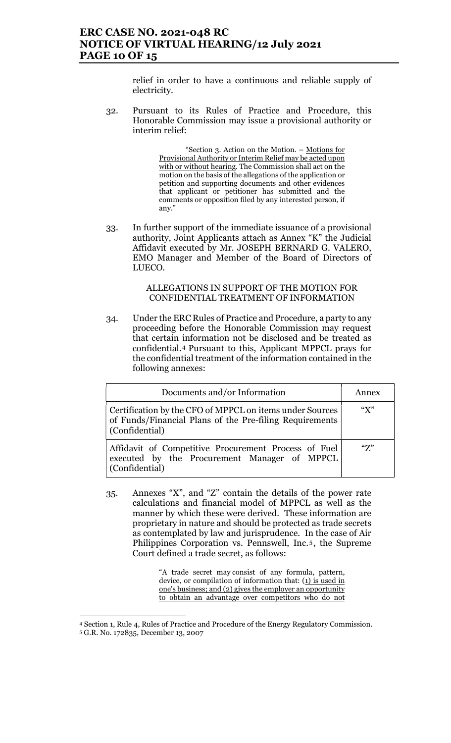relief in order to have a continuous and reliable supply of electricity.

32. Pursuant to its Rules of Practice and Procedure, this Honorable Commission may issue a provisional authority or interim relief:

> "Section 3. Action on the Motion. – Motions for Provisional Authority or Interim Relief may be acted upon with or without hearing. The Commission shall act on the motion on the basis of the allegations of the application or petition and supporting documents and other evidences that applicant or petitioner has submitted and the comments or opposition filed by any interested person, if any."

33. In further support of the immediate issuance of a provisional authority, Joint Applicants attach as Annex "K" the Judicial Affidavit executed by Mr. JOSEPH BERNARD G. VALERO, EMO Manager and Member of the Board of Directors of LUECO.

ALLEGATIONS IN SUPPORT OF THE MOTION FOR CONFIDENTIAL TREATMENT OF INFORMATION

34. Under the ERC Rules of Practice and Procedure, a party to any proceeding before the Honorable Commission may request that certain information not be disclosed and be treated as confidential.[4] Pursuant to this, Applicant MPPCL prays for the confidential treatment of the information contained in the following annexes:

| Documents and/or Information | Annex |
|---|---|
| Certification by the CFO of MPPCL on items under Sources of Funds/Financial Plans of the Pre-filing Requirements (Confidential) | "X" |
| Affidavit of Competitive Procurement Process of Fuel executed by the Procurement Manager of MPPCL (Confidential) | "Z" |

35. Annexes "X", and "Z" contain the details of the power rate calculations and financial model of MPPCL as well as the manner by which these were derived. These information are proprietary in nature and should be protected as trade secrets as contemplated by law and jurisprudence. In the case of Air Philippines Corporation vs. Pennswell, Inc.[5], the Supreme Court defined a trade secret, as follows:

> "A trade secret may consist of any formula, pattern, device, or compilation of information that: (1) is used in one's business; and (2) gives the employer an opportunity to obtain an advantage over competitors who do not

[4] Section 1, Rule 4, Rules of Practice and Procedure of the Energy Regulatory Commission.
[5] G.R. No. 172835, December 13, 2007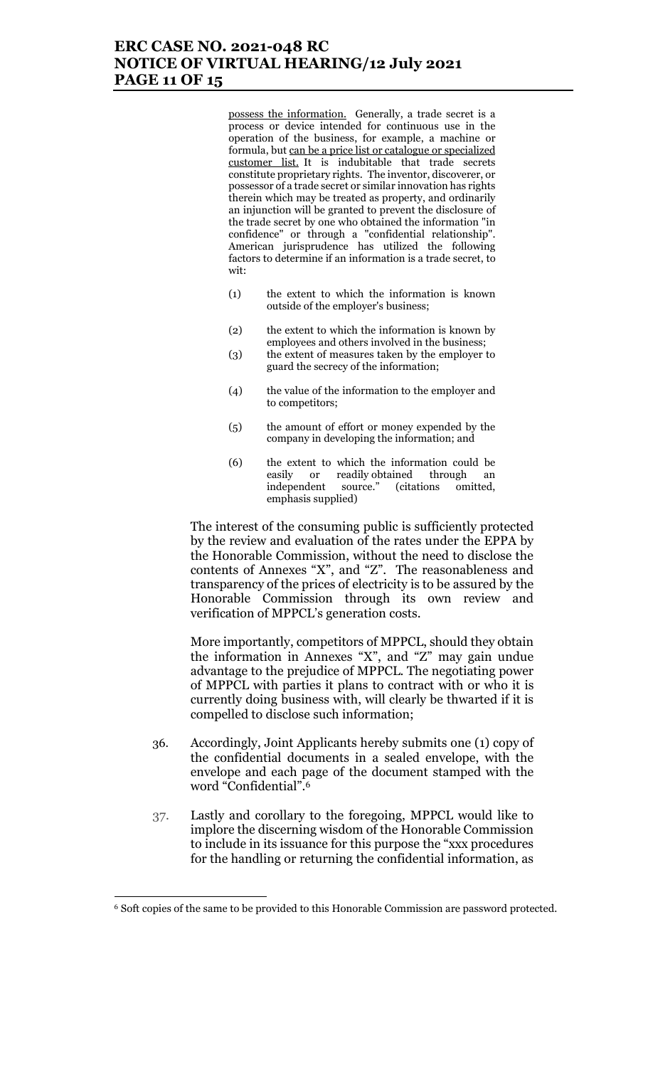possess the information. Generally, a trade secret is a process or device intended for continuous use in the operation of the business, for example, a machine or formula, but can be a price list or catalogue or specialized customer list. It is indubitable that trade secrets constitute proprietary rights. The inventor, discoverer, or possessor of a trade secret or similar innovation has rights therein which may be treated as property, and ordinarily an injunction will be granted to prevent the disclosure of the trade secret by one who obtained the information "in confidence" or through a "confidential relationship". American jurisprudence has utilized the following factors to determine if an information is a trade secret, to wit:

> (1) the extent to which the information is known outside of the employer's business;
>
> (2) the extent to which the information is known by employees and others involved in the business;
>
> (3) the extent of measures taken by the employer to guard the secrecy of the information;
>
> (4) the value of the information to the employer and to competitors;
>
> (5) the amount of effort or money expended by the company in developing the information; and
>
> (6) the extent to which the information could be easily or readily obtained through an independent source." (citations omitted, emphasis supplied)

The interest of the consuming public is sufficiently protected by the review and evaluation of the rates under the EPPA by the Honorable Commission, without the need to disclose the contents of Annexes "X", and "Z". The reasonableness and transparency of the prices of electricity is to be assured by the Honorable Commission through its own review and verification of MPPCL's generation costs.

More importantly, competitors of MPPCL, should they obtain the information in Annexes "X", and "Z" may gain undue advantage to the prejudice of MPPCL. The negotiating power of MPPCL with parties it plans to contract with or who it is currently doing business with, will clearly be thwarted if it is compelled to disclose such information;

36. Accordingly, Joint Applicants hereby submits one (1) copy of the confidential documents in a sealed envelope, with the envelope and each page of the document stamped with the word "Confidential".[6]

37. Lastly and corollary to the foregoing, MPPCL would like to implore the discerning wisdom of the Honorable Commission to include in its issuance for this purpose the "xxx procedures for the handling or returning the confidential information, as

---

[6] Soft copies of the same to be provided to this Honorable Commission are password protected.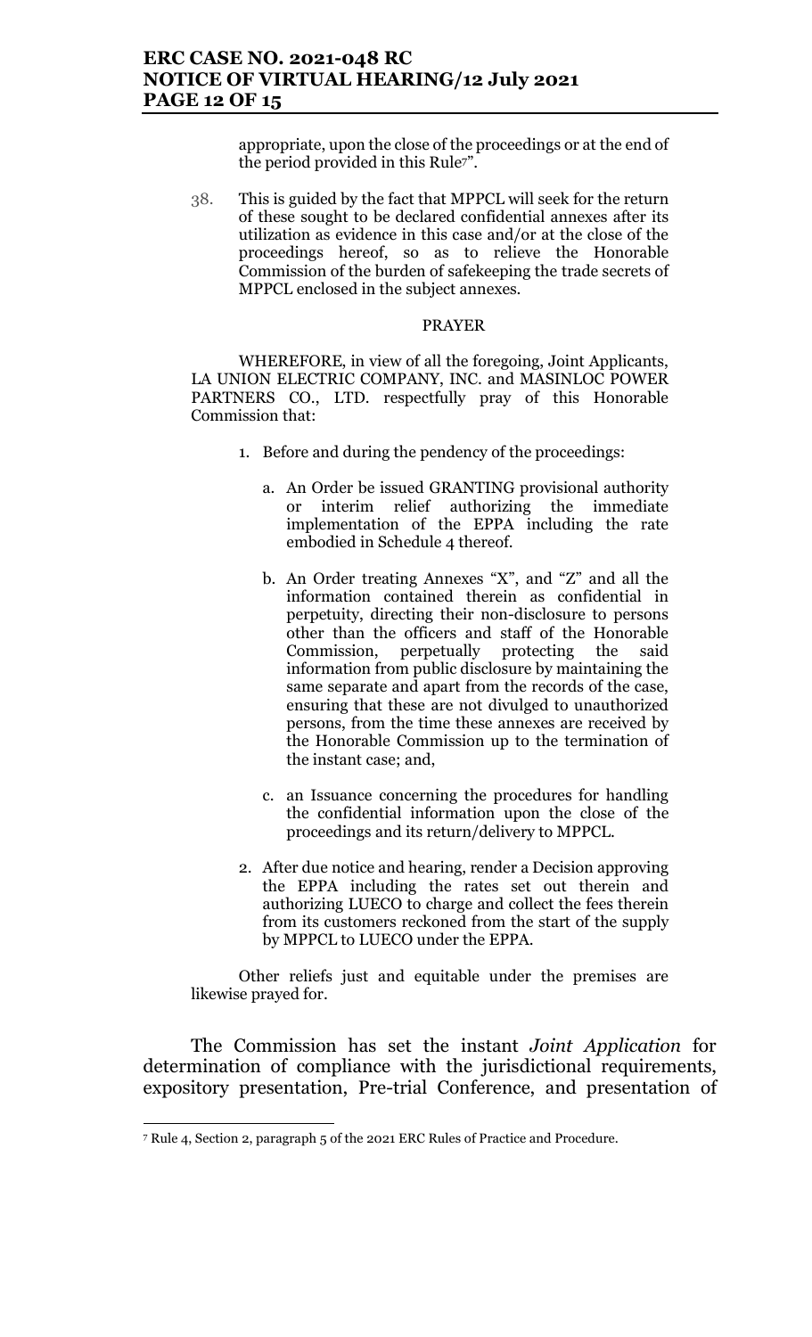appropriate, upon the close of the proceedings or at the end of the period provided in this Rule[7]".

38. This is guided by the fact that MPPCL will seek for the return of these sought to be declared confidential annexes after its utilization as evidence in this case and/or at the close of the proceedings hereof, so as to relieve the Honorable Commission of the burden of safekeeping the trade secrets of MPPCL enclosed in the subject annexes.

PRAYER

WHEREFORE, in view of all the foregoing, Joint Applicants, LA UNION ELECTRIC COMPANY, INC. and MASINLOC POWER PARTNERS CO., LTD. respectfully pray of this Honorable Commission that:

1. Before and during the pendency of the proceedings:

   a. An Order be issued GRANTING provisional authority or interim relief authorizing the immediate implementation of the EPPA including the rate embodied in Schedule 4 thereof.

   b. An Order treating Annexes "X", and "Z" and all the information contained therein as confidential in perpetuity, directing their non-disclosure to persons other than the officers and staff of the Honorable Commission, perpetually protecting the said information from public disclosure by maintaining the same separate and apart from the records of the case, ensuring that these are not divulged to unauthorized persons, from the time these annexes are received by the Honorable Commission up to the termination of the instant case; and,

   c. an Issuance concerning the procedures for handling the confidential information upon the close of the proceedings and its return/delivery to MPPCL.

2. After due notice and hearing, render a Decision approving the EPPA including the rates set out therein and authorizing LUECO to charge and collect the fees therein from its customers reckoned from the start of the supply by MPPCL to LUECO under the EPPA.

Other reliefs just and equitable under the premises are likewise prayed for.

The Commission has set the instant *Joint Application* for determination of compliance with the jurisdictional requirements, expository presentation, Pre-trial Conference, and presentation of

[7] Rule 4, Section 2, paragraph 5 of the 2021 ERC Rules of Practice and Procedure.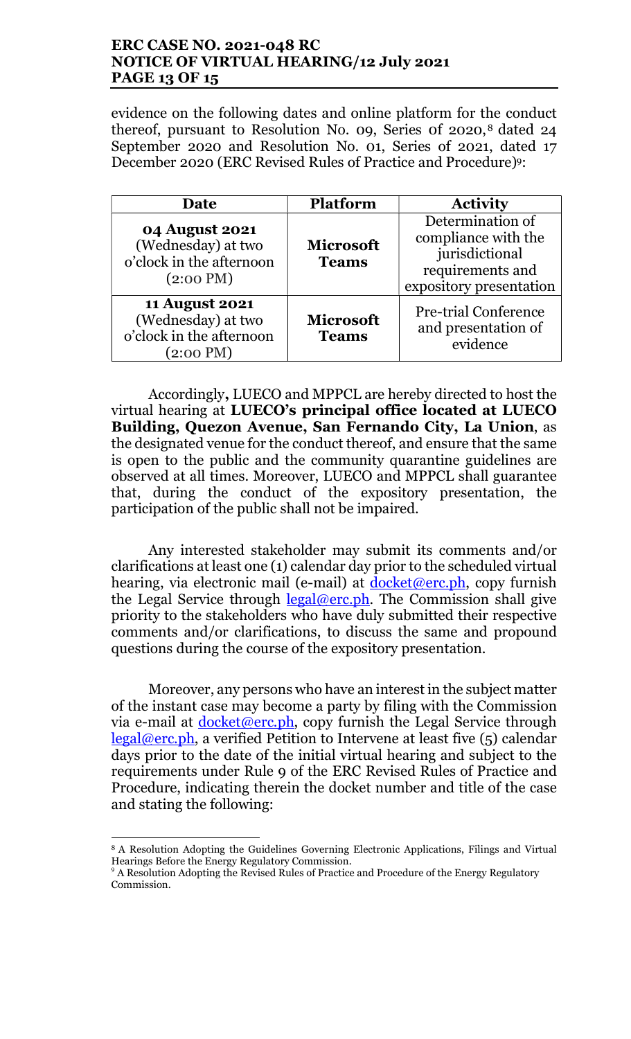evidence on the following dates and online platform for the conduct thereof, pursuant to Resolution No. 09, Series 0f 2020,[8] dated 24 September 2020 and Resolution No. 01, Series of 2021, dated 17 December 2020 (ERC Revised Rules of Practice and Procedure)[9]:

| Date | Platform | Activity |
| --- | --- | --- |
| **04 August 2021** (Wednesday) at two o'clock in the afternoon (2:00 PM) | **Microsoft Teams** | Determination of compliance with the jurisdictional requirements and expository presentation |
| **11 August 2021** (Wednesday) at two o'clock in the afternoon (2:00 PM) | **Microsoft Teams** | Pre-trial Conference and presentation of evidence |

Accordingly**,** LUECO and MPPCL are hereby directed to host the virtual hearing at **LUECO's principal office located at LUECO Building, Quezon Avenue, San Fernando City, La Union**, as the designated venue for the conduct thereof, and ensure that the same is open to the public and the community quarantine guidelines are observed at all times. Moreover, LUECO and MPPCL shall guarantee that, during the conduct of the expository presentation, the participation of the public shall not be impaired.

Any interested stakeholder may submit its comments and/or clarifications at least one (1) calendar day prior to the scheduled virtual hearing, via electronic mail (e-mail) at docket@erc.ph, copy furnish the Legal Service through legal@erc.ph. The Commission shall give priority to the stakeholders who have duly submitted their respective comments and/or clarifications, to discuss the same and propound questions during the course of the expository presentation.

Moreover, any persons who have an interest in the subject matter of the instant case may become a party by filing with the Commission via e-mail at docket@erc.ph, copy furnish the Legal Service through legal@erc.ph, a verified Petition to Intervene at least five (5) calendar days prior to the date of the initial virtual hearing and subject to the requirements under Rule 9 of the ERC Revised Rules of Practice and Procedure, indicating therein the docket number and title of the case and stating the following:

---

[8] A Resolution Adopting the Guidelines Governing Electronic Applications, Filings and Virtual Hearings Before the Energy Regulatory Commission.

[9] A Resolution Adopting the Revised Rules of Practice and Procedure of the Energy Regulatory Commission.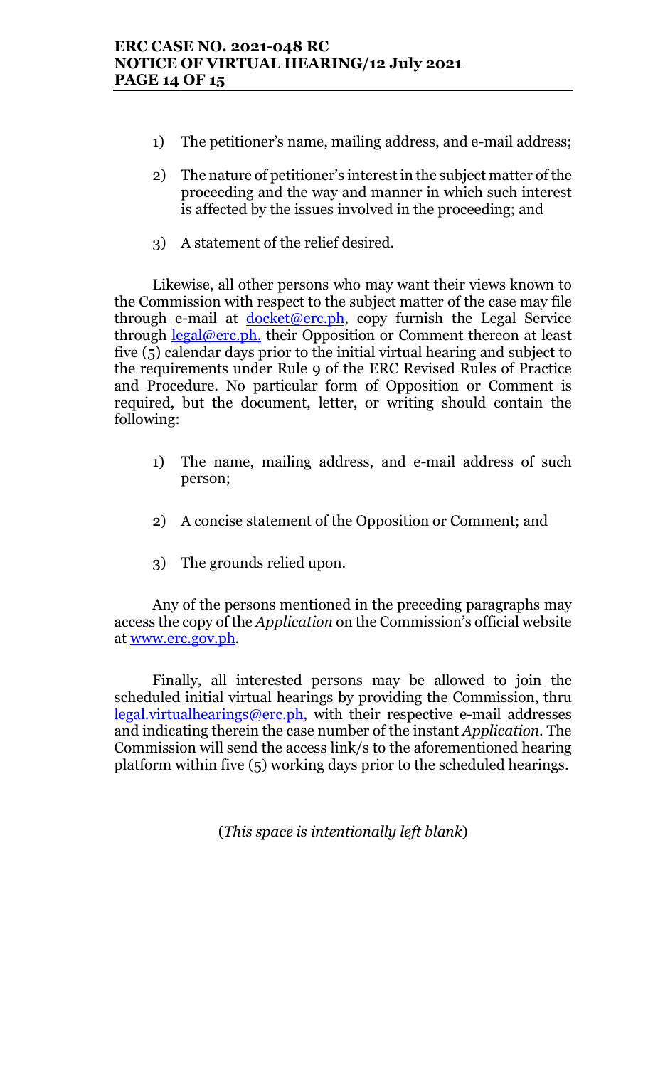1) The petitioner's name, mailing address, and e-mail address;

2) The nature of petitioner's interest in the subject matter of the proceeding and the way and manner in which such interest is affected by the issues involved in the proceeding; and

3) A statement of the relief desired.

Likewise, all other persons who may want their views known to the Commission with respect to the subject matter of the case may file through e-mail at docket@erc.ph, copy furnish the Legal Service through legal@erc.ph, their Opposition or Comment thereon at least five (5) calendar days prior to the initial virtual hearing and subject to the requirements under Rule 9 of the ERC Revised Rules of Practice and Procedure. No particular form of Opposition or Comment is required, but the document, letter, or writing should contain the following:

1) The name, mailing address, and e-mail address of such person;

2) A concise statement of the Opposition or Comment; and

3) The grounds relied upon.

Any of the persons mentioned in the preceding paragraphs may access the copy of the *Application* on the Commission's official website at www.erc.gov.ph.

Finally, all interested persons may be allowed to join the scheduled initial virtual hearings by providing the Commission, thru legal.virtualhearings@erc.ph, with their respective e-mail addresses and indicating therein the case number of the instant *Application*. The Commission will send the access link/s to the aforementioned hearing platform within five (5) working days prior to the scheduled hearings.

(*This space is intentionally left blank*)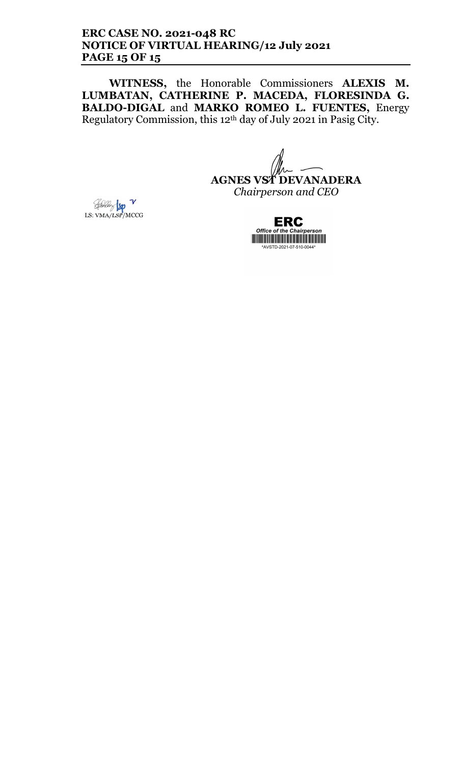**WITNESS,** the Honorable Commissioners **ALEXIS M. LUMBATAN, CATHERINE P. MACEDA, FLORESINDA G. BALDO-DIGAL** and **MARKO ROMEO L. FUENTES,** Energy Regulatory Commission, this 12th day of July 2021 in Pasig City.

**AGNES VST DEVANADERA**
*Chairperson and CEO*

LS: VMA/*LSP*/MCCG

ERC
*Office of the Chairperson*
*AVSTD-2021-07-510-0044*